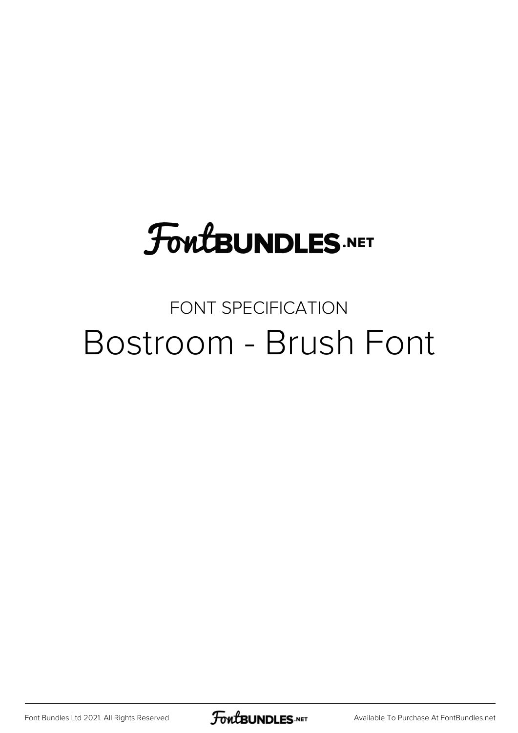FontBUNDLES.NET

FONT SPECIFICATION

# Bostroom - Brush Font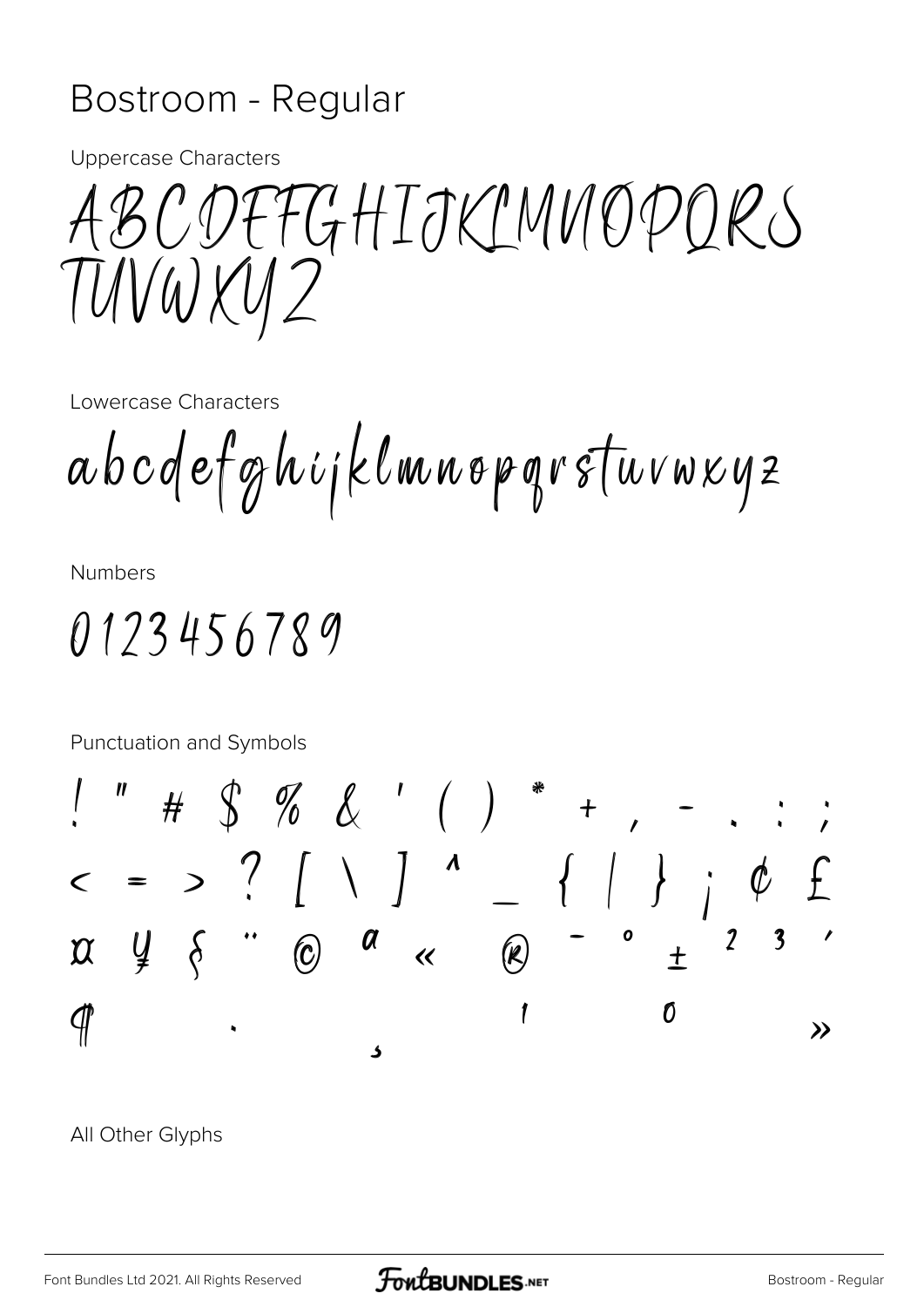# Bostroom - Regular

Uppercase Characters

ABCDEFGHIJKLMNOPQRS
TUVWXYZ

Lowercase Characters

abcdefghijklmnopqrstuvwxyz

Numbers

0123456789

Punctuation and Symbols

! " # $ % & ' ( ) * + , - . : ;
< = > ? [ \ ] ^ _ { | } ¡ ¢ £
¤ ¥ § ¨ © ª « ® ¯ ° ± ² ³ ´
¶ · ¸ ¹ º »

All Other Glyphs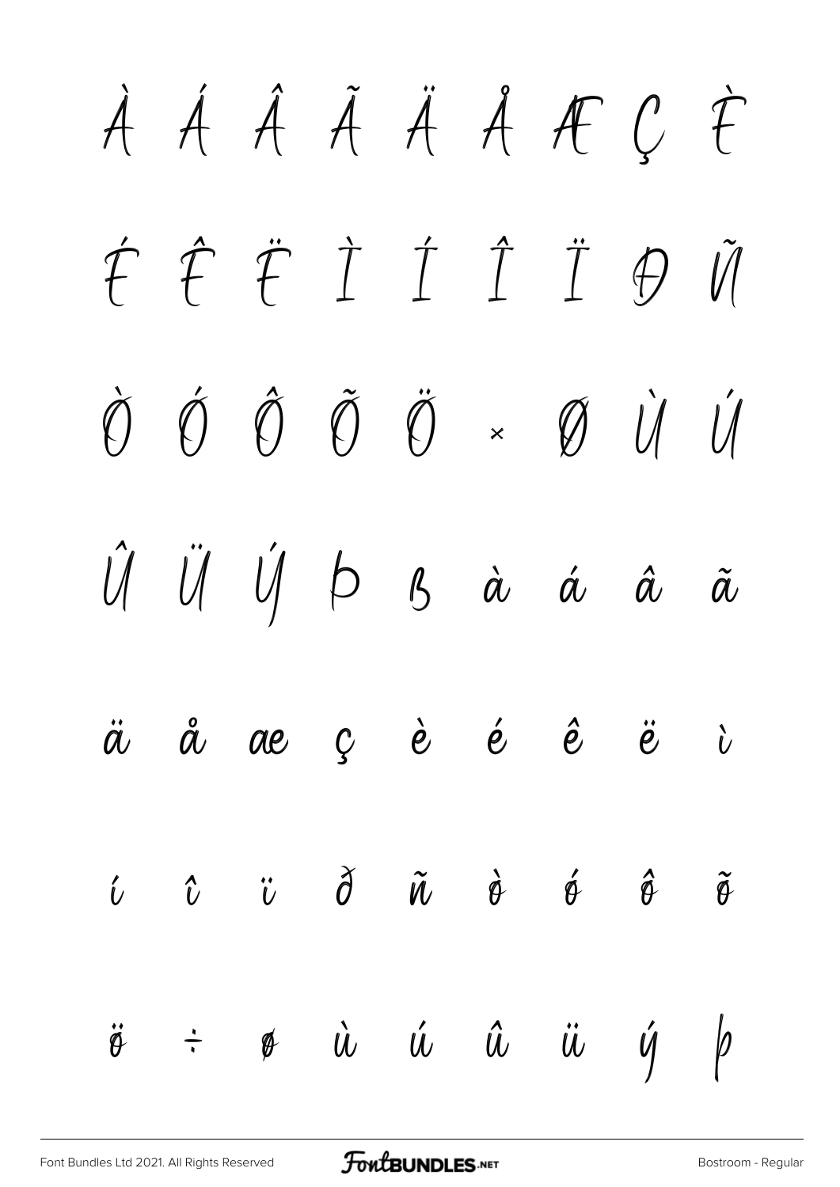À Á Â Ã Ä Å Æ Ç È

É Ê Ë Ì Í Î Ï Ð Ñ

Ò Ó Ô Õ Ö × Ø Ù Ú

Û Ü Ý Þ ß à á â ã

ä å æ ç è é ê ë ì

í î ï ð ñ ò ó ô õ

ö ÷ ø ù ú û ü ý þ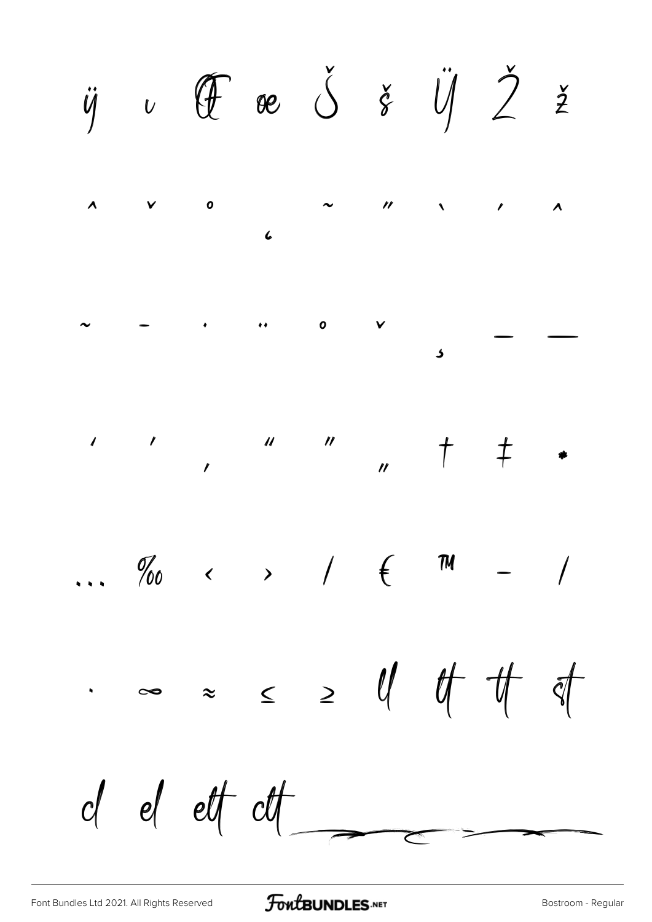ÿ ı Œ œ Š š Ÿ Ž ž

ˆ ˇ ˚ ˛ ˜ ˝ ` ´ ^

~ ¯ ˙ ¨ ˚ ˇ ¸ – —

' ' ‚ " " „ † ‡ •

… ‰ ‹ › ⁄ € ™ − ∕

· ∞ ≈ ≤ ≥ ll ft tt st

cl el elt clt